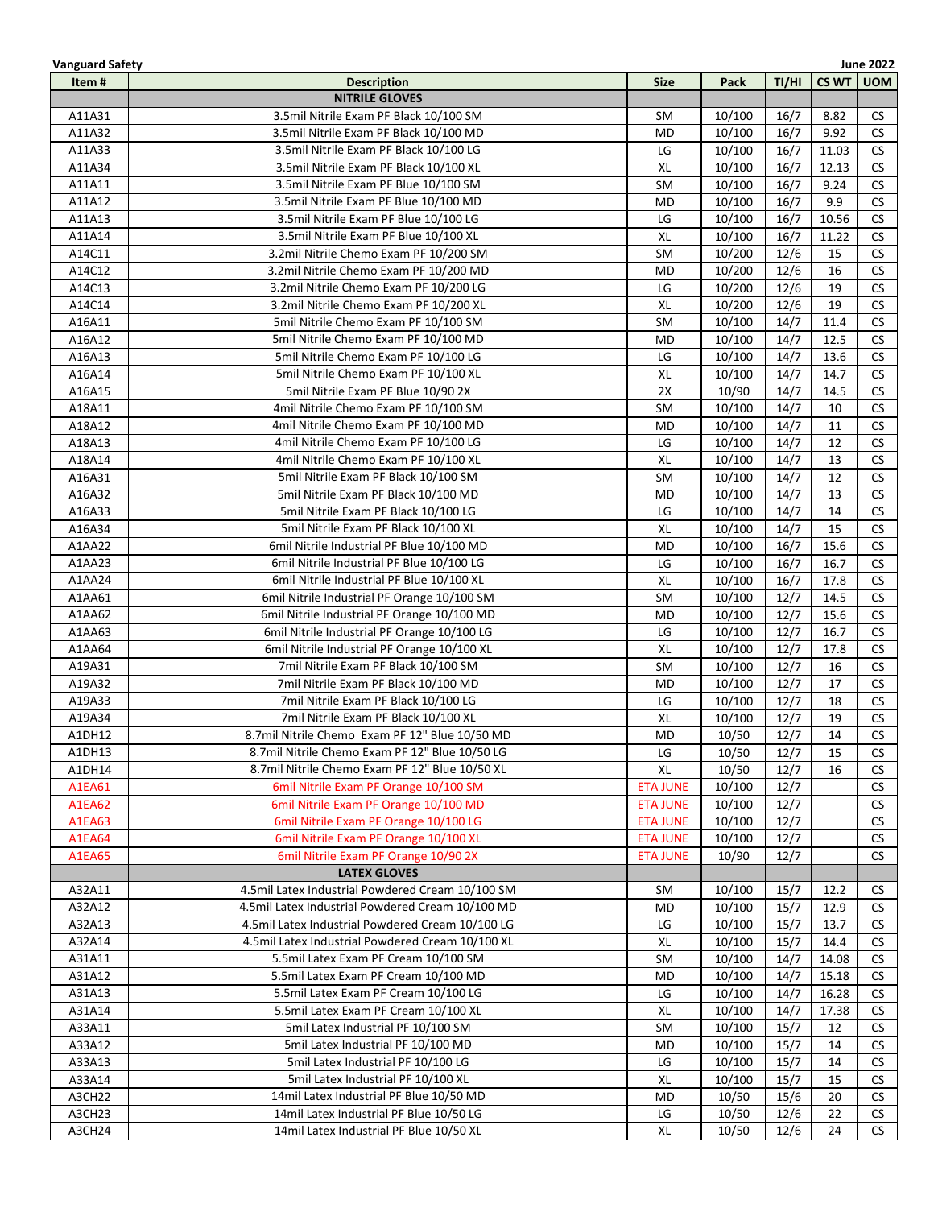**Vanguard Safety** **June 2022**

| Item # | Description | Size | Pack | TI/HI | CS WT | UOM |
|---|---|---|---|---|---|---|
| | **NITRILE GLOVES** | | | | | |
| A11A31 | 3.5mil Nitrile Exam PF Black 10/100 SM | SM | 10/100 | 16/7 | 8.82 | CS |
| A11A32 | 3.5mil Nitrile Exam PF Black 10/100 MD | MD | 10/100 | 16/7 | 9.92 | CS |
| A11A33 | 3.5mil Nitrile Exam PF Black 10/100 LG | LG | 10/100 | 16/7 | 11.03 | CS |
| A11A34 | 3.5mil Nitrile Exam PF Black 10/100 XL | XL | 10/100 | 16/7 | 12.13 | CS |
| A11A11 | 3.5mil Nitrile Exam PF Blue 10/100 SM | SM | 10/100 | 16/7 | 9.24 | CS |
| A11A12 | 3.5mil Nitrile Exam PF Blue 10/100 MD | MD | 10/100 | 16/7 | 9.9 | CS |
| A11A13 | 3.5mil Nitrile Exam PF Blue 10/100 LG | LG | 10/100 | 16/7 | 10.56 | CS |
| A11A14 | 3.5mil Nitrile Exam PF Blue 10/100 XL | XL | 10/100 | 16/7 | 11.22 | CS |
| A14C11 | 3.2mil Nitrile Chemo Exam PF 10/200 SM | SM | 10/200 | 12/6 | 15 | CS |
| A14C12 | 3.2mil Nitrile Chemo Exam PF 10/200 MD | MD | 10/200 | 12/6 | 16 | CS |
| A14C13 | 3.2mil Nitrile Chemo Exam PF 10/200 LG | LG | 10/200 | 12/6 | 19 | CS |
| A14C14 | 3.2mil Nitrile Chemo Exam PF 10/200 XL | XL | 10/200 | 12/6 | 19 | CS |
| A16A11 | 5mil Nitrile Chemo Exam PF 10/100 SM | SM | 10/100 | 14/7 | 11.4 | CS |
| A16A12 | 5mil Nitrile Chemo Exam PF 10/100 MD | MD | 10/100 | 14/7 | 12.5 | CS |
| A16A13 | 5mil Nitrile Chemo Exam PF 10/100 LG | LG | 10/100 | 14/7 | 13.6 | CS |
| A16A14 | 5mil Nitrile Chemo Exam PF 10/100 XL | XL | 10/100 | 14/7 | 14.7 | CS |
| A16A15 | 5mil Nitrile Exam PF Blue 10/90 2X | 2X | 10/90 | 14/7 | 14.5 | CS |
| A18A11 | 4mil Nitrile Chemo Exam PF 10/100 SM | SM | 10/100 | 14/7 | 10 | CS |
| A18A12 | 4mil Nitrile Chemo Exam PF 10/100 MD | MD | 10/100 | 14/7 | 11 | CS |
| A18A13 | 4mil Nitrile Chemo Exam PF 10/100 LG | LG | 10/100 | 14/7 | 12 | CS |
| A18A14 | 4mil Nitrile Chemo Exam PF 10/100 XL | XL | 10/100 | 14/7 | 13 | CS |
| A16A31 | 5mil Nitrile Exam PF Black 10/100 SM | SM | 10/100 | 14/7 | 12 | CS |
| A16A32 | 5mil Nitrile Exam PF Black 10/100 MD | MD | 10/100 | 14/7 | 13 | CS |
| A16A33 | 5mil Nitrile Exam PF Black 10/100 LG | LG | 10/100 | 14/7 | 14 | CS |
| A16A34 | 5mil Nitrile Exam PF Black 10/100 XL | XL | 10/100 | 14/7 | 15 | CS |
| A1AA22 | 6mil Nitrile Industrial PF Blue 10/100 MD | MD | 10/100 | 16/7 | 15.6 | CS |
| A1AA23 | 6mil Nitrile Industrial PF Blue 10/100 LG | LG | 10/100 | 16/7 | 16.7 | CS |
| A1AA24 | 6mil Nitrile Industrial PF Blue 10/100 XL | XL | 10/100 | 16/7 | 17.8 | CS |
| A1AA61 | 6mil Nitrile Industrial PF Orange 10/100 SM | SM | 10/100 | 12/7 | 14.5 | CS |
| A1AA62 | 6mil Nitrile Industrial PF Orange 10/100 MD | MD | 10/100 | 12/7 | 15.6 | CS |
| A1AA63 | 6mil Nitrile Industrial PF Orange 10/100 LG | LG | 10/100 | 12/7 | 16.7 | CS |
| A1AA64 | 6mil Nitrile Industrial PF Orange 10/100 XL | XL | 10/100 | 12/7 | 17.8 | CS |
| A19A31 | 7mil Nitrile Exam PF Black 10/100 SM | SM | 10/100 | 12/7 | 16 | CS |
| A19A32 | 7mil Nitrile Exam PF Black 10/100 MD | MD | 10/100 | 12/7 | 17 | CS |
| A19A33 | 7mil Nitrile Exam PF Black 10/100 LG | LG | 10/100 | 12/7 | 18 | CS |
| A19A34 | 7mil Nitrile Exam PF Black 10/100 XL | XL | 10/100 | 12/7 | 19 | CS |
| A1DH12 | 8.7mil Nitrile Chemo Exam PF 12" Blue 10/50 MD | MD | 10/50 | 12/7 | 14 | CS |
| A1DH13 | 8.7mil Nitrile Chemo Exam PF 12" Blue 10/50 LG | LG | 10/50 | 12/7 | 15 | CS |
| A1DH14 | 8.7mil Nitrile Chemo Exam PF 12" Blue 10/50 XL | XL | 10/50 | 12/7 | 16 | CS |
| A1EA61 | 6mil Nitrile Exam PF Orange 10/100 SM | ETA JUNE | 10/100 | 12/7 | | CS |
| A1EA62 | 6mil Nitrile Exam PF Orange 10/100 MD | ETA JUNE | 10/100 | 12/7 | | CS |
| A1EA63 | 6mil Nitrile Exam PF Orange 10/100 LG | ETA JUNE | 10/100 | 12/7 | | CS |
| A1EA64 | 6mil Nitrile Exam PF Orange 10/100 XL | ETA JUNE | 10/100 | 12/7 | | CS |
| A1EA65 | 6mil Nitrile Exam PF Orange 10/90 2X | ETA JUNE | 10/90 | 12/7 | | CS |
| | **LATEX GLOVES** | | | | | |
| A32A11 | 4.5mil Latex Industrial Powdered Cream 10/100 SM | SM | 10/100 | 15/7 | 12.2 | CS |
| A32A12 | 4.5mil Latex Industrial Powdered Cream 10/100 MD | MD | 10/100 | 15/7 | 12.9 | CS |
| A32A13 | 4.5mil Latex Industrial Powdered Cream 10/100 LG | LG | 10/100 | 15/7 | 13.7 | CS |
| A32A14 | 4.5mil Latex Industrial Powdered Cream 10/100 XL | XL | 10/100 | 15/7 | 14.4 | CS |
| A31A11 | 5.5mil Latex Exam PF Cream 10/100 SM | SM | 10/100 | 14/7 | 14.08 | CS |
| A31A12 | 5.5mil Latex Exam PF Cream 10/100 MD | MD | 10/100 | 14/7 | 15.18 | CS |
| A31A13 | 5.5mil Latex Exam PF Cream 10/100 LG | LG | 10/100 | 14/7 | 16.28 | CS |
| A31A14 | 5.5mil Latex Exam PF Cream 10/100 XL | XL | 10/100 | 14/7 | 17.38 | CS |
| A33A11 | 5mil Latex Industrial PF 10/100 SM | SM | 10/100 | 15/7 | 12 | CS |
| A33A12 | 5mil Latex Industrial PF 10/100 MD | MD | 10/100 | 15/7 | 14 | CS |
| A33A13 | 5mil Latex Industrial PF 10/100 LG | LG | 10/100 | 15/7 | 14 | CS |
| A33A14 | 5mil Latex Industrial PF 10/100 XL | XL | 10/100 | 15/7 | 15 | CS |
| A3CH22 | 14mil Latex Industrial PF Blue 10/50 MD | MD | 10/50 | 15/6 | 20 | CS |
| A3CH23 | 14mil Latex Industrial PF Blue 10/50 LG | LG | 10/50 | 12/6 | 22 | CS |
| A3CH24 | 14mil Latex Industrial PF Blue 10/50 XL | XL | 10/50 | 12/6 | 24 | CS |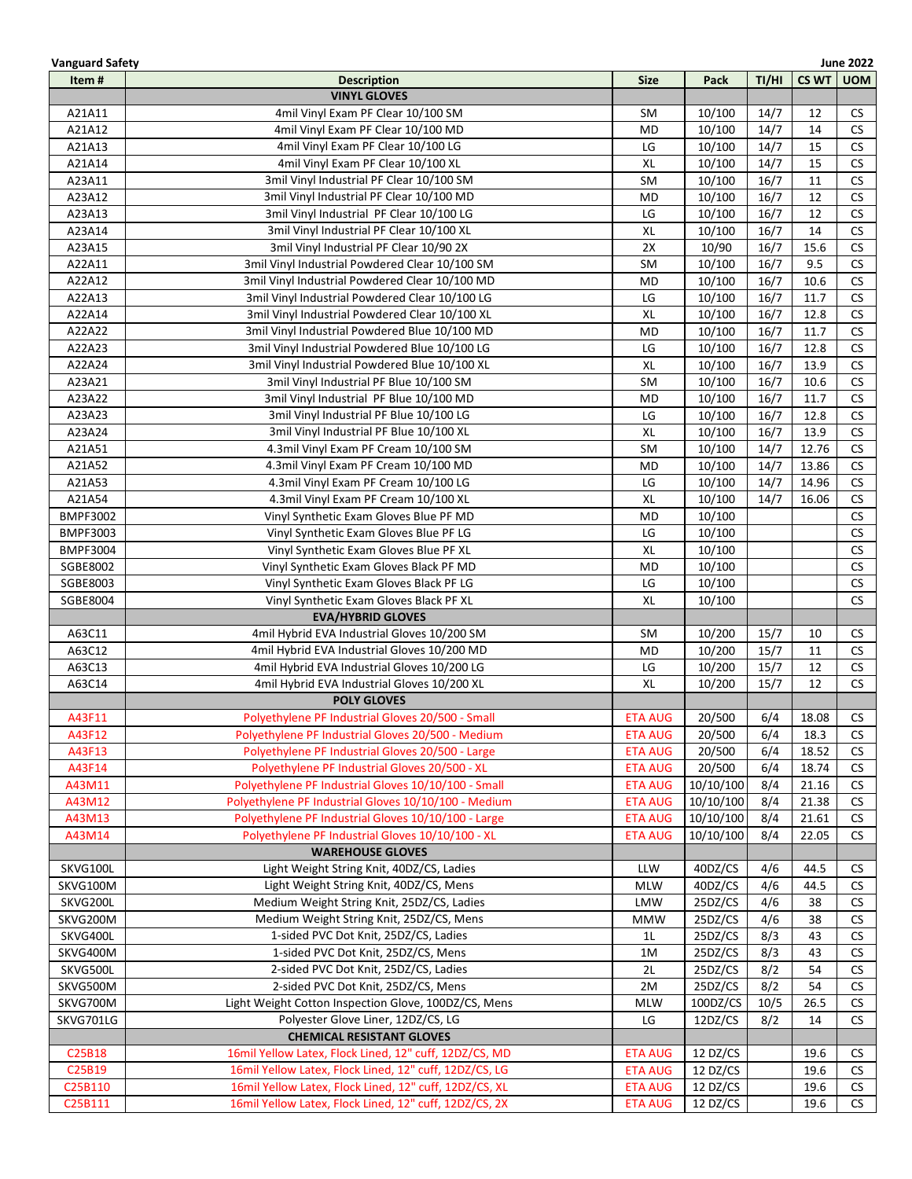**Vanguard Safety** **June 2022**

| Item # | Description | Size | Pack | TI/HI | CS WT | UOM |
|---|---|---|---|---|---|---|
| | **VINYL GLOVES** | | | | | |
| A21A11 | 4mil Vinyl Exam PF Clear 10/100 SM | SM | 10/100 | 14/7 | 12 | CS |
| A21A12 | 4mil Vinyl Exam PF Clear 10/100 MD | MD | 10/100 | 14/7 | 14 | CS |
| A21A13 | 4mil Vinyl Exam PF Clear 10/100 LG | LG | 10/100 | 14/7 | 15 | CS |
| A21A14 | 4mil Vinyl Exam PF Clear 10/100 XL | XL | 10/100 | 14/7 | 15 | CS |
| A23A11 | 3mil Vinyl Industrial PF Clear 10/100 SM | SM | 10/100 | 16/7 | 11 | CS |
| A23A12 | 3mil Vinyl Industrial PF Clear 10/100 MD | MD | 10/100 | 16/7 | 12 | CS |
| A23A13 | 3mil Vinyl Industrial PF Clear 10/100 LG | LG | 10/100 | 16/7 | 12 | CS |
| A23A14 | 3mil Vinyl Industrial PF Clear 10/100 XL | XL | 10/100 | 16/7 | 14 | CS |
| A23A15 | 3mil Vinyl Industrial PF Clear 10/90 2X | 2X | 10/90 | 16/7 | 15.6 | CS |
| A22A11 | 3mil Vinyl Industrial Powdered Clear 10/100 SM | SM | 10/100 | 16/7 | 9.5 | CS |
| A22A12 | 3mil Vinyl Industrial Powdered Clear 10/100 MD | MD | 10/100 | 16/7 | 10.6 | CS |
| A22A13 | 3mil Vinyl Industrial Powdered Clear 10/100 LG | LG | 10/100 | 16/7 | 11.7 | CS |
| A22A14 | 3mil Vinyl Industrial Powdered Clear 10/100 XL | XL | 10/100 | 16/7 | 12.8 | CS |
| A22A22 | 3mil Vinyl Industrial Powdered Blue 10/100 MD | MD | 10/100 | 16/7 | 11.7 | CS |
| A22A23 | 3mil Vinyl Industrial Powdered Blue 10/100 LG | LG | 10/100 | 16/7 | 12.8 | CS |
| A22A24 | 3mil Vinyl Industrial Powdered Blue 10/100 XL | XL | 10/100 | 16/7 | 13.9 | CS |
| A23A21 | 3mil Vinyl Industrial PF Blue 10/100 SM | SM | 10/100 | 16/7 | 10.6 | CS |
| A23A22 | 3mil Vinyl Industrial PF Blue 10/100 MD | MD | 10/100 | 16/7 | 11.7 | CS |
| A23A23 | 3mil Vinyl Industrial PF Blue 10/100 LG | LG | 10/100 | 16/7 | 12.8 | CS |
| A23A24 | 3mil Vinyl Industrial PF Blue 10/100 XL | XL | 10/100 | 16/7 | 13.9 | CS |
| A21A51 | 4.3mil Vinyl Exam PF Cream 10/100 SM | SM | 10/100 | 14/7 | 12.76 | CS |
| A21A52 | 4.3mil Vinyl Exam PF Cream 10/100 MD | MD | 10/100 | 14/7 | 13.86 | CS |
| A21A53 | 4.3mil Vinyl Exam PF Cream 10/100 LG | LG | 10/100 | 14/7 | 14.96 | CS |
| A21A54 | 4.3mil Vinyl Exam PF Cream 10/100 XL | XL | 10/100 | 14/7 | 16.06 | CS |
| BMPF3002 | Vinyl Synthetic Exam Gloves Blue PF MD | MD | 10/100 | | | CS |
| BMPF3003 | Vinyl Synthetic Exam Gloves Blue PF LG | LG | 10/100 | | | CS |
| BMPF3004 | Vinyl Synthetic Exam Gloves Blue PF XL | XL | 10/100 | | | CS |
| SGBE8002 | Vinyl Synthetic Exam Gloves Black PF MD | MD | 10/100 | | | CS |
| SGBE8003 | Vinyl Synthetic Exam Gloves Black PF LG | LG | 10/100 | | | CS |
| SGBE8004 | Vinyl Synthetic Exam Gloves Black PF XL | XL | 10/100 | | | CS |
| | **EVA/HYBRID GLOVES** | | | | | |
| A63C11 | 4mil Hybrid EVA Industrial Gloves 10/200 SM | SM | 10/200 | 15/7 | 10 | CS |
| A63C12 | 4mil Hybrid EVA Industrial Gloves 10/200 MD | MD | 10/200 | 15/7 | 11 | CS |
| A63C13 | 4mil Hybrid EVA Industrial Gloves 10/200 LG | LG | 10/200 | 15/7 | 12 | CS |
| A63C14 | 4mil Hybrid EVA Industrial Gloves 10/200 XL | XL | 10/200 | 15/7 | 12 | CS |
| | **POLY GLOVES** | | | | | |
| A43F11 | Polyethylene PF Industrial Gloves 20/500 - Small | ETA AUG | 20/500 | 6/4 | 18.08 | CS |
| A43F12 | Polyethylene PF Industrial Gloves 20/500 - Medium | ETA AUG | 20/500 | 6/4 | 18.3 | CS |
| A43F13 | Polyethylene PF Industrial Gloves 20/500 - Large | ETA AUG | 20/500 | 6/4 | 18.52 | CS |
| A43F14 | Polyethylene PF Industrial Gloves 20/500 - XL | ETA AUG | 20/500 | 6/4 | 18.74 | CS |
| A43M11 | Polyethylene PF Industrial Gloves 10/10/100 - Small | ETA AUG | 10/10/100 | 8/4 | 21.16 | CS |
| A43M12 | Polyethylene PF Industrial Gloves 10/10/100 - Medium | ETA AUG | 10/10/100 | 8/4 | 21.38 | CS |
| A43M13 | Polyethylene PF Industrial Gloves 10/10/100 - Large | ETA AUG | 10/10/100 | 8/4 | 21.61 | CS |
| A43M14 | Polyethylene PF Industrial Gloves 10/10/100 - XL | ETA AUG | 10/10/100 | 8/4 | 22.05 | CS |
| | **WAREHOUSE GLOVES** | | | | | |
| SKVG100L | Light Weight String Knit, 40DZ/CS, Ladies | LLW | 40DZ/CS | 4/6 | 44.5 | CS |
| SKVG100M | Light Weight String Knit, 40DZ/CS, Mens | MLW | 40DZ/CS | 4/6 | 44.5 | CS |
| SKVG200L | Medium Weight String Knit, 25DZ/CS, Ladies | LMW | 25DZ/CS | 4/6 | 38 | CS |
| SKVG200M | Medium Weight String Knit, 25DZ/CS, Mens | MMW | 25DZ/CS | 4/6 | 38 | CS |
| SKVG400L | 1-sided PVC Dot Knit, 25DZ/CS, Ladies | 1L | 25DZ/CS | 8/3 | 43 | CS |
| SKVG400M | 1-sided PVC Dot Knit, 25DZ/CS, Mens | 1M | 25DZ/CS | 8/3 | 43 | CS |
| SKVG500L | 2-sided PVC Dot Knit, 25DZ/CS, Ladies | 2L | 25DZ/CS | 8/2 | 54 | CS |
| SKVG500M | 2-sided PVC Dot Knit, 25DZ/CS, Mens | 2M | 25DZ/CS | 8/2 | 54 | CS |
| SKVG700M | Light Weight Cotton Inspection Glove, 100DZ/CS, Mens | MLW | 100DZ/CS | 10/5 | 26.5 | CS |
| SKVG701LG | Polyester Glove Liner, 12DZ/CS, LG | LG | 12DZ/CS | 8/2 | 14 | CS |
| | **CHEMICAL RESISTANT GLOVES** | | | | | |
| C25B18 | 16mil Yellow Latex, Flock Lined, 12" cuff, 12DZ/CS, MD | ETA AUG | 12 DZ/CS | | 19.6 | CS |
| C25B19 | 16mil Yellow Latex, Flock Lined, 12" cuff, 12DZ/CS, LG | ETA AUG | 12 DZ/CS | | 19.6 | CS |
| C25B110 | 16mil Yellow Latex, Flock Lined, 12" cuff, 12DZ/CS, XL | ETA AUG | 12 DZ/CS | | 19.6 | CS |
| C25B111 | 16mil Yellow Latex, Flock Lined, 12" cuff, 12DZ/CS, 2X | ETA AUG | 12 DZ/CS | | 19.6 | CS |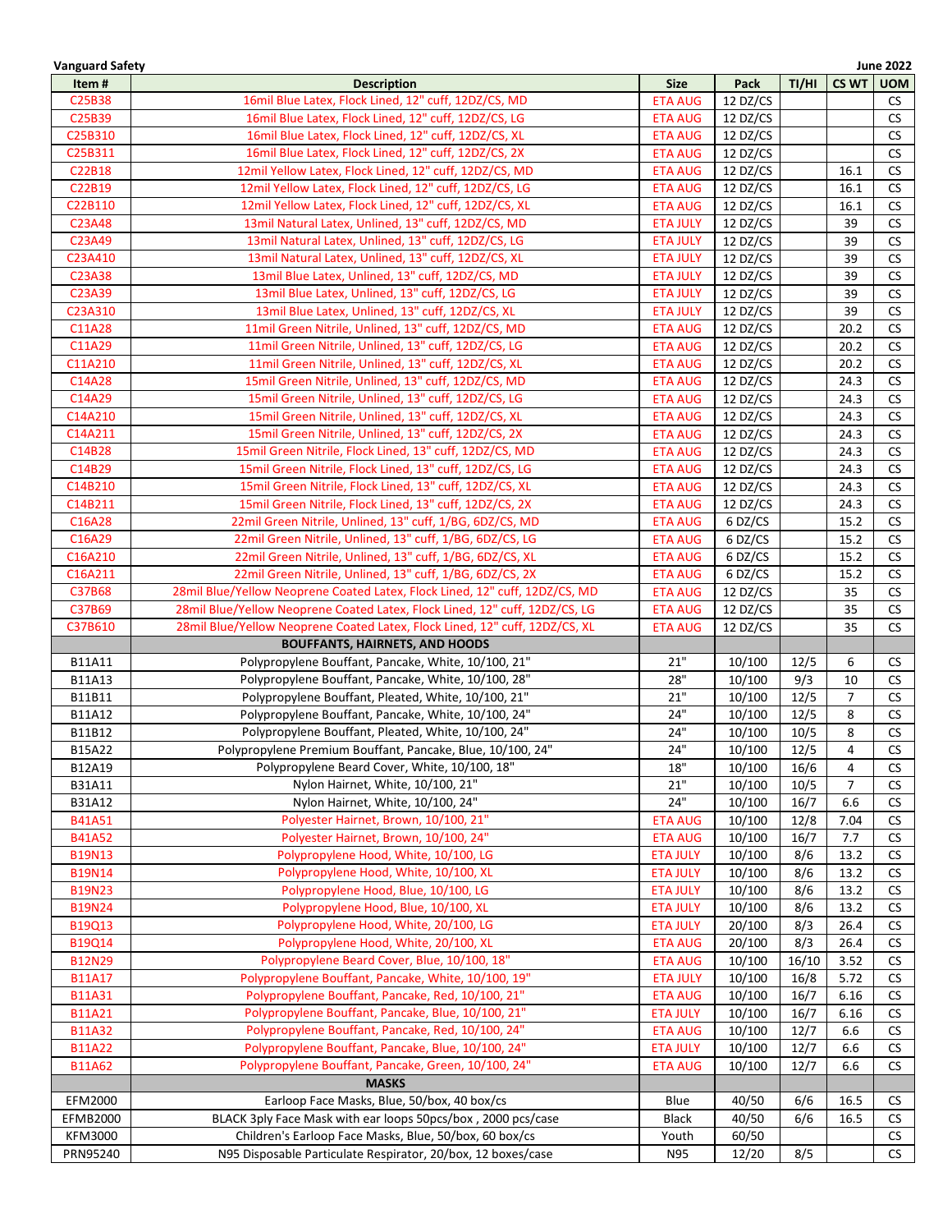**Vanguard Safety** June 2022

| Item # | Description | Size | Pack | TI/HI | CS WT | UOM |
|---|---|---|---|---|---|---|
| C25B38 | 16mil Blue Latex, Flock Lined, 12" cuff, 12DZ/CS, MD | ETA AUG | 12 DZ/CS | | | CS |
| C25B39 | 16mil Blue Latex, Flock Lined, 12" cuff, 12DZ/CS, LG | ETA AUG | 12 DZ/CS | | | CS |
| C25B310 | 16mil Blue Latex, Flock Lined, 12" cuff, 12DZ/CS, XL | ETA AUG | 12 DZ/CS | | | CS |
| C25B311 | 16mil Blue Latex, Flock Lined, 12" cuff, 12DZ/CS, 2X | ETA AUG | 12 DZ/CS | | | CS |
| C22B18 | 12mil Yellow Latex, Flock Lined, 12" cuff, 12DZ/CS, MD | ETA AUG | 12 DZ/CS | | 16.1 | CS |
| C22B19 | 12mil Yellow Latex, Flock Lined, 12" cuff, 12DZ/CS, LG | ETA AUG | 12 DZ/CS | | 16.1 | CS |
| C22B110 | 12mil Yellow Latex, Flock Lined, 12" cuff, 12DZ/CS, XL | ETA AUG | 12 DZ/CS | | 16.1 | CS |
| C23A48 | 13mil Natural Latex, Unlined, 13" cuff, 12DZ/CS, MD | ETA JULY | 12 DZ/CS | | 39 | CS |
| C23A49 | 13mil Natural Latex, Unlined, 13" cuff, 12DZ/CS, LG | ETA JULY | 12 DZ/CS | | 39 | CS |
| C23A410 | 13mil Natural Latex, Unlined, 13" cuff, 12DZ/CS, XL | ETA JULY | 12 DZ/CS | | 39 | CS |
| C23A38 | 13mil Blue Latex, Unlined, 13" cuff, 12DZ/CS, MD | ETA JULY | 12 DZ/CS | | 39 | CS |
| C23A39 | 13mil Blue Latex, Unlined, 13" cuff, 12DZ/CS, LG | ETA JULY | 12 DZ/CS | | 39 | CS |
| C23A310 | 13mil Blue Latex, Unlined, 13" cuff, 12DZ/CS, XL | ETA JULY | 12 DZ/CS | | 39 | CS |
| C11A28 | 11mil Green Nitrile, Unlined, 13" cuff, 12DZ/CS, MD | ETA AUG | 12 DZ/CS | | 20.2 | CS |
| C11A29 | 11mil Green Nitrile, Unlined, 13" cuff, 12DZ/CS, LG | ETA AUG | 12 DZ/CS | | 20.2 | CS |
| C11A210 | 11mil Green Nitrile, Unlined, 13" cuff, 12DZ/CS, XL | ETA AUG | 12 DZ/CS | | 20.2 | CS |
| C14A28 | 15mil Green Nitrile, Unlined, 13" cuff, 12DZ/CS, MD | ETA AUG | 12 DZ/CS | | 24.3 | CS |
| C14A29 | 15mil Green Nitrile, Unlined, 13" cuff, 12DZ/CS, LG | ETA AUG | 12 DZ/CS | | 24.3 | CS |
| C14A210 | 15mil Green Nitrile, Unlined, 13" cuff, 12DZ/CS, XL | ETA AUG | 12 DZ/CS | | 24.3 | CS |
| C14A211 | 15mil Green Nitrile, Unlined, 13" cuff, 12DZ/CS, 2X | ETA AUG | 12 DZ/CS | | 24.3 | CS |
| C14B28 | 15mil Green Nitrile, Flock Lined, 13" cuff, 12DZ/CS, MD | ETA AUG | 12 DZ/CS | | 24.3 | CS |
| C14B29 | 15mil Green Nitrile, Flock Lined, 13" cuff, 12DZ/CS, LG | ETA AUG | 12 DZ/CS | | 24.3 | CS |
| C14B210 | 15mil Green Nitrile, Flock Lined, 13" cuff, 12DZ/CS, XL | ETA AUG | 12 DZ/CS | | 24.3 | CS |
| C14B211 | 15mil Green Nitrile, Flock Lined, 13" cuff, 12DZ/CS, 2X | ETA AUG | 12 DZ/CS | | 24.3 | CS |
| C16A28 | 22mil Green Nitrile, Unlined, 13" cuff, 1/BG, 6DZ/CS, MD | ETA AUG | 6 DZ/CS | | 15.2 | CS |
| C16A29 | 22mil Green Nitrile, Unlined, 13" cuff, 1/BG, 6DZ/CS, LG | ETA AUG | 6 DZ/CS | | 15.2 | CS |
| C16A210 | 22mil Green Nitrile, Unlined, 13" cuff, 1/BG, 6DZ/CS, XL | ETA AUG | 6 DZ/CS | | 15.2 | CS |
| C16A211 | 22mil Green Nitrile, Unlined, 13" cuff, 1/BG, 6DZ/CS, 2X | ETA AUG | 6 DZ/CS | | 15.2 | CS |
| C37B68 | 28mil Blue/Yellow Neoprene Coated Latex, Flock Lined, 12" cuff, 12DZ/CS, MD | ETA AUG | 12 DZ/CS | | 35 | CS |
| C37B69 | 28mil Blue/Yellow Neoprene Coated Latex, Flock Lined, 12" cuff, 12DZ/CS, LG | ETA AUG | 12 DZ/CS | | 35 | CS |
| C37B610 | 28mil Blue/Yellow Neoprene Coated Latex, Flock Lined, 12" cuff, 12DZ/CS, XL | ETA AUG | 12 DZ/CS | | 35 | CS |
| | **BOUFFANTS, HAIRNETS, AND HOODS** | | | | | |
| B11A11 | Polypropylene Bouffant, Pancake, White, 10/100, 21" | 21" | 10/100 | 12/5 | 6 | CS |
| B11A13 | Polypropylene Bouffant, Pancake, White, 10/100, 28" | 28" | 10/100 | 9/3 | 10 | CS |
| B11B11 | Polypropylene Bouffant, Pleated, White, 10/100, 21" | 21" | 10/100 | 12/5 | 7 | CS |
| B11A12 | Polypropylene Bouffant, Pancake, White, 10/100, 24" | 24" | 10/100 | 12/5 | 8 | CS |
| B11B12 | Polypropylene Bouffant, Pleated, White, 10/100, 24" | 24" | 10/100 | 10/5 | 8 | CS |
| B15A22 | Polypropylene Premium Bouffant, Pancake, Blue, 10/100, 24" | 24" | 10/100 | 12/5 | 4 | CS |
| B12A19 | Polypropylene Beard Cover, White, 10/100, 18" | 18" | 10/100 | 16/6 | 4 | CS |
| B31A11 | Nylon Hairnet, White, 10/100, 21" | 21" | 10/100 | 10/5 | 7 | CS |
| B31A12 | Nylon Hairnet, White, 10/100, 24" | 24" | 10/100 | 16/7 | 6.6 | CS |
| B41A51 | Polyester Hairnet, Brown, 10/100, 21" | ETA AUG | 10/100 | 12/8 | 7.04 | CS |
| B41A52 | Polyester Hairnet, Brown, 10/100, 24" | ETA AUG | 10/100 | 16/7 | 7.7 | CS |
| B19N13 | Polypropylene Hood, White, 10/100, LG | ETA JULY | 10/100 | 8/6 | 13.2 | CS |
| B19N14 | Polypropylene Hood, White, 10/100, XL | ETA JULY | 10/100 | 8/6 | 13.2 | CS |
| B19N23 | Polypropylene Hood, Blue, 10/100, LG | ETA JULY | 10/100 | 8/6 | 13.2 | CS |
| B19N24 | Polypropylene Hood, Blue, 10/100, XL | ETA JULY | 10/100 | 8/6 | 13.2 | CS |
| B19Q13 | Polypropylene Hood, White, 20/100, LG | ETA JULY | 20/100 | 8/3 | 26.4 | CS |
| B19Q14 | Polypropylene Hood, White, 20/100, XL | ETA AUG | 20/100 | 8/3 | 26.4 | CS |
| B12N29 | Polypropylene Beard Cover, Blue, 10/100, 18" | ETA AUG | 10/100 | 16/10 | 3.52 | CS |
| B11A17 | Polypropylene Bouffant, Pancake, White, 10/100, 19" | ETA JULY | 10/100 | 16/8 | 5.72 | CS |
| B11A31 | Polypropylene Bouffant, Pancake, Red, 10/100, 21" | ETA AUG | 10/100 | 16/7 | 6.16 | CS |
| B11A21 | Polypropylene Bouffant, Pancake, Blue, 10/100, 21" | ETA JULY | 10/100 | 16/7 | 6.16 | CS |
| B11A32 | Polypropylene Bouffant, Pancake, Red, 10/100, 24" | ETA AUG | 10/100 | 12/7 | 6.6 | CS |
| B11A22 | Polypropylene Bouffant, Pancake, Blue, 10/100, 24" | ETA JULY | 10/100 | 12/7 | 6.6 | CS |
| B11A62 | Polypropylene Bouffant, Pancake, Green, 10/100, 24" | ETA AUG | 10/100 | 12/7 | 6.6 | CS |
| | **MASKS** | | | | | |
| EFM2000 | Earloop Face Masks, Blue, 50/box, 40 box/cs | Blue | 40/50 | 6/6 | 16.5 | CS |
| EFMB2000 | BLACK 3ply Face Mask with ear loops 50pcs/box , 2000 pcs/case | Black | 40/50 | 6/6 | 16.5 | CS |
| KFM3000 | Children's Earloop Face Masks, Blue, 50/box, 60 box/cs | Youth | 60/50 | | | CS |
| PRN95240 | N95 Disposable Particulate Respirator, 20/box, 12 boxes/case | N95 | 12/20 | 8/5 | | CS |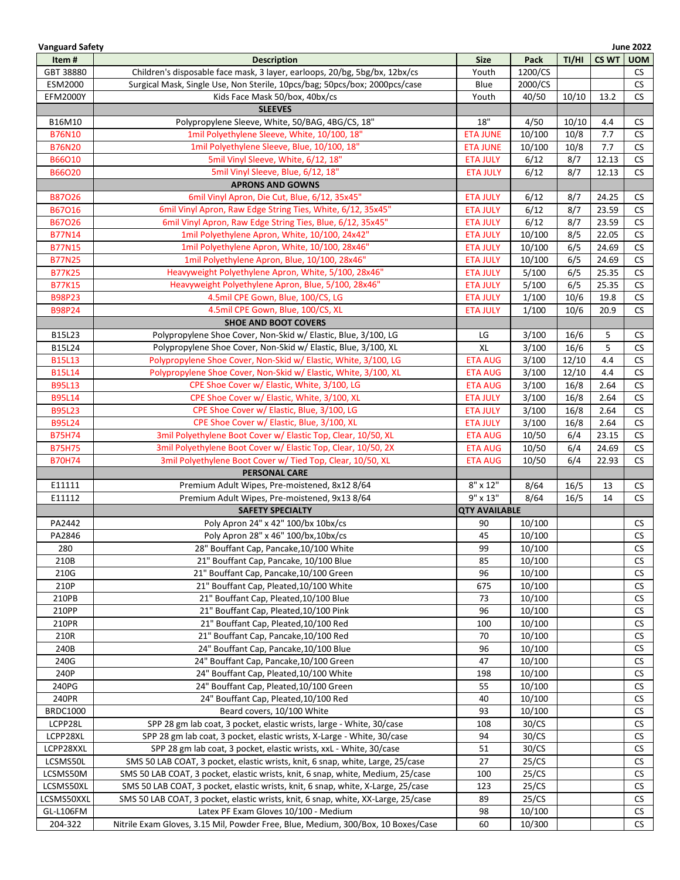**Vanguard Safety** | **June 2022**

| Item # | Description | Size | Pack | TI/HI | CS WT | UOM |
|---|---|---|---|---|---|---|
| GBT 38880 | Children's disposable face mask, 3 layer, earloops, 20/bg, 5bg/bx, 12bx/cs | Youth | 1200/CS | | | CS |
| ESM2000 | Surgical Mask, Single Use, Non Sterile, 10pcs/bag; 50pcs/box; 2000pcs/case | Blue | 2000/CS | | | CS |
| EFM2000Y | Kids Face Mask 50/box, 40bx/cs | Youth | 40/50 | 10/10 | 13.2 | CS |
| | **SLEEVES** | | | | | |
| B16M10 | Polypropylene Sleeve, White, 50/BAG, 4BG/CS, 18" | 18" | 4/50 | 10/10 | 4.4 | CS |
| B76N10 | 1mil Polyethylene Sleeve, White, 10/100, 18" | ETA JUNE | 10/100 | 10/8 | 7.7 | CS |
| B76N20 | 1mil Polyethylene Sleeve, Blue, 10/100, 18" | ETA JUNE | 10/100 | 10/8 | 7.7 | CS |
| B66O10 | 5mil Vinyl Sleeve, White, 6/12, 18" | ETA JULY | 6/12 | 8/7 | 12.13 | CS |
| B66O20 | 5mil Vinyl Sleeve, Blue, 6/12, 18" | ETA JULY | 6/12 | 8/7 | 12.13 | CS |
| | **APRONS AND GOWNS** | | | | | |
| B87O26 | 6mil Vinyl Apron, Die Cut, Blue, 6/12, 35x45" | ETA JULY | 6/12 | 8/7 | 24.25 | CS |
| B67O16 | 6mil Vinyl Apron, Raw Edge String Ties, White, 6/12, 35x45" | ETA JULY | 6/12 | 8/7 | 23.59 | CS |
| B67O26 | 6mil Vinyl Apron, Raw Edge String Ties, Blue, 6/12, 35x45" | ETA JULY | 6/12 | 8/7 | 23.59 | CS |
| B77N14 | 1mil Polyethylene Apron, White, 10/100, 24x42" | ETA JULY | 10/100 | 8/5 | 22.05 | CS |
| B77N15 | 1mil Polyethylene Apron, White, 10/100, 28x46" | ETA JULY | 10/100 | 6/5 | 24.69 | CS |
| B77N25 | 1mil Polyethylene Apron, Blue, 10/100, 28x46" | ETA JULY | 10/100 | 6/5 | 24.69 | CS |
| B77K25 | Heavyweight Polyethylene Apron, White, 5/100, 28x46" | ETA JULY | 5/100 | 6/5 | 25.35 | CS |
| B77K15 | Heavyweight Polyethylene Apron, Blue, 5/100, 28x46" | ETA JULY | 5/100 | 6/5 | 25.35 | CS |
| B98P23 | 4.5mil CPE Gown, Blue, 100/CS, LG | ETA JULY | 1/100 | 10/6 | 19.8 | CS |
| B98P24 | 4.5mil CPE Gown, Blue, 100/CS, XL | ETA JULY | 1/100 | 10/6 | 20.9 | CS |
| | **SHOE AND BOOT COVERS** | | | | | |
| B15L23 | Polypropylene Shoe Cover, Non-Skid w/ Elastic, Blue, 3/100, LG | LG | 3/100 | 16/6 | 5 | CS |
| B15L24 | Polypropylene Shoe Cover, Non-Skid w/ Elastic, Blue, 3/100, XL | XL | 3/100 | 16/6 | 5 | CS |
| B15L13 | Polypropylene Shoe Cover, Non-Skid w/ Elastic, White, 3/100, LG | ETA AUG | 3/100 | 12/10 | 4.4 | CS |
| B15L14 | Polypropylene Shoe Cover, Non-Skid w/ Elastic, White, 3/100, XL | ETA AUG | 3/100 | 12/10 | 4.4 | CS |
| B95L13 | CPE Shoe Cover w/ Elastic, White, 3/100, LG | ETA AUG | 3/100 | 16/8 | 2.64 | CS |
| B95L14 | CPE Shoe Cover w/ Elastic, White, 3/100, XL | ETA JULY | 3/100 | 16/8 | 2.64 | CS |
| B95L23 | CPE Shoe Cover w/ Elastic, Blue, 3/100, LG | ETA JULY | 3/100 | 16/8 | 2.64 | CS |
| B95L24 | CPE Shoe Cover w/ Elastic, Blue, 3/100, XL | ETA JULY | 3/100 | 16/8 | 2.64 | CS |
| B75H74 | 3mil Polyethylene Boot Cover w/ Elastic Top, Clear, 10/50, XL | ETA AUG | 10/50 | 6/4 | 23.15 | CS |
| B75H75 | 3mil Polyethylene Boot Cover w/ Elastic Top, Clear, 10/50, 2X | ETA AUG | 10/50 | 6/4 | 24.69 | CS |
| B70H74 | 3mil Polyethylene Boot Cover w/ Tied Top, Clear, 10/50, XL | ETA AUG | 10/50 | 6/4 | 22.93 | CS |
| | **PERSONAL CARE** | | | | | |
| E11111 | Premium Adult Wipes, Pre-moistened, 8x12 8/64 | 8" x 12" | 8/64 | 16/5 | 13 | CS |
| E11112 | Premium Adult Wipes, Pre-moistened, 9x13 8/64 | 9" x 13" | 8/64 | 16/5 | 14 | CS |
| | **SAFETY SPECIALTY** | **QTY AVAILABLE** | | | | |
| PA2442 | Poly Apron 24" x 42" 100/bx 10bx/cs | 90 | 10/100 | | | CS |
| PA2846 | Poly Apron 28" x 46" 100/bx,10bx/cs | 45 | 10/100 | | | CS |
| 280 | 28" Bouffant Cap, Pancake,10/100 White | 99 | 10/100 | | | CS |
| 210B | 21" Bouffant Cap, Pancake, 10/100 Blue | 85 | 10/100 | | | CS |
| 210G | 21" Bouffant Cap, Pancake,10/100 Green | 96 | 10/100 | | | CS |
| 210P | 21" Bouffant Cap, Pleated,10/100 White | 675 | 10/100 | | | CS |
| 210PB | 21" Bouffant Cap, Pleated,10/100 Blue | 73 | 10/100 | | | CS |
| 210PP | 21" Bouffant Cap, Pleated,10/100 Pink | 96 | 10/100 | | | CS |
| 210PR | 21" Bouffant Cap, Pleated,10/100 Red | 100 | 10/100 | | | CS |
| 210R | 21" Bouffant Cap, Pancake,10/100 Red | 70 | 10/100 | | | CS |
| 240B | 24" Bouffant Cap, Pancake,10/100 Blue | 96 | 10/100 | | | CS |
| 240G | 24" Bouffant Cap, Pancake,10/100 Green | 47 | 10/100 | | | CS |
| 240P | 24" Bouffant Cap, Pleated,10/100 White | 198 | 10/100 | | | CS |
| 240PG | 24" Bouffant Cap, Pleated,10/100 Green | 55 | 10/100 | | | CS |
| 240PR | 24" Bouffant Cap, Pleated,10/100 Red | 40 | 10/100 | | | CS |
| BRDC1000 | Beard covers, 10/100 White | 93 | 10/100 | | | CS |
| LCPP28L | SPP 28 gm lab coat, 3 pocket, elastic wrists, large - White, 30/case | 108 | 30/CS | | | CS |
| LCPP28XL | SPP 28 gm lab coat, 3 pocket, elastic wrists, X-Large - White, 30/case | 94 | 30/CS | | | CS |
| LCPP28XXL | SPP 28 gm lab coat, 3 pocket, elastic wrists, xxL - White, 30/case | 51 | 30/CS | | | CS |
| LCSMS50L | SMS 50 LAB COAT, 3 pocket, elastic wrists, knit, 6 snap, white, Large, 25/case | 27 | 25/CS | | | CS |
| LCSMS50M | SMS 50 LAB COAT, 3 pocket, elastic wrists, knit, 6 snap, white, Medium, 25/case | 100 | 25/CS | | | CS |
| LCSMS50XL | SMS 50 LAB COAT, 3 pocket, elastic wrists, knit, 6 snap, white, X-Large, 25/case | 123 | 25/CS | | | CS |
| LCSMS50XXL | SMS 50 LAB COAT, 3 pocket, elastic wrists, knit, 6 snap, white, XX-Large, 25/case | 89 | 25/CS | | | CS |
| GL-L106FM | Latex PF Exam Gloves 10/100 - Medium | 98 | 10/100 | | | CS |
| 204-322 | Nitrile Exam Gloves, 3.15 Mil, Powder Free, Blue, Medium, 300/Box, 10 Boxes/Case | 60 | 10/300 | | | CS |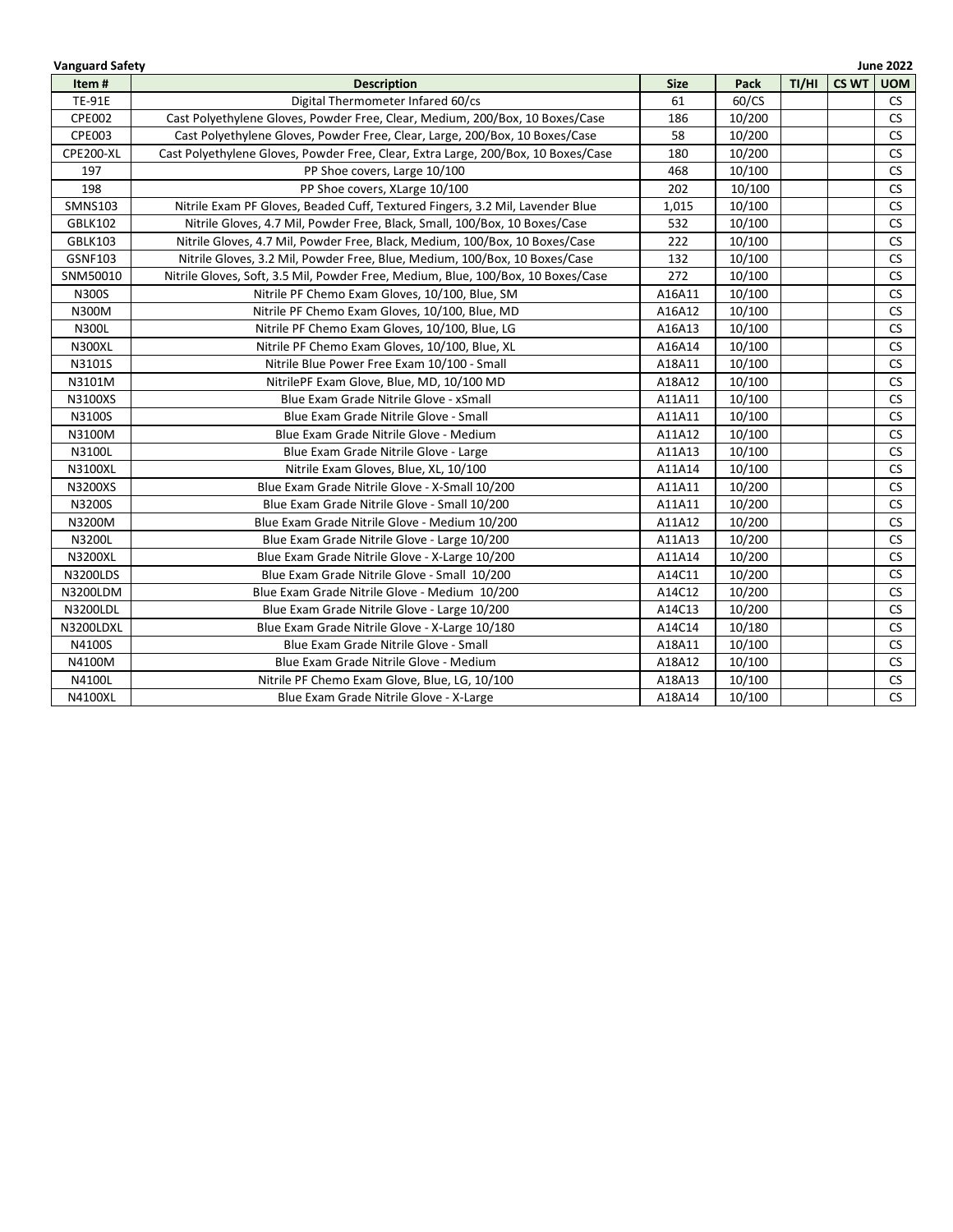**Vanguard Safety** **June 2022**

| Item # | Description | Size | Pack | TI/HI | CS WT | UOM |
|---|---|---|---|---|---|---|
| TE-91E | Digital Thermometer Infared 60/cs | 61 | 60/CS | | | CS |
| CPE002 | Cast Polyethylene Gloves, Powder Free, Clear, Medium, 200/Box, 10 Boxes/Case | 186 | 10/200 | | | CS |
| CPE003 | Cast Polyethylene Gloves, Powder Free, Clear, Large, 200/Box, 10 Boxes/Case | 58 | 10/200 | | | CS |
| CPE200-XL | Cast Polyethylene Gloves, Powder Free, Clear, Extra Large, 200/Box, 10 Boxes/Case | 180 | 10/200 | | | CS |
| 197 | PP Shoe covers, Large 10/100 | 468 | 10/100 | | | CS |
| 198 | PP Shoe covers, XLarge 10/100 | 202 | 10/100 | | | CS |
| SMNS103 | Nitrile Exam PF Gloves, Beaded Cuff, Textured Fingers, 3.2 Mil, Lavender Blue | 1,015 | 10/100 | | | CS |
| GBLK102 | Nitrile Gloves, 4.7 Mil, Powder Free, Black, Small, 100/Box, 10 Boxes/Case | 532 | 10/100 | | | CS |
| GBLK103 | Nitrile Gloves, 4.7 Mil, Powder Free, Black, Medium, 100/Box, 10 Boxes/Case | 222 | 10/100 | | | CS |
| GSNF103 | Nitrile Gloves, 3.2 Mil, Powder Free, Blue, Medium, 100/Box, 10 Boxes/Case | 132 | 10/100 | | | CS |
| SNM50010 | Nitrile Gloves, Soft, 3.5 Mil, Powder Free, Medium, Blue, 100/Box, 10 Boxes/Case | 272 | 10/100 | | | CS |
| N300S | Nitrile PF Chemo Exam Gloves, 10/100, Blue, SM | A16A11 | 10/100 | | | CS |
| N300M | Nitrile PF Chemo Exam Gloves, 10/100, Blue, MD | A16A12 | 10/100 | | | CS |
| N300L | Nitrile PF Chemo Exam Gloves, 10/100, Blue, LG | A16A13 | 10/100 | | | CS |
| N300XL | Nitrile PF Chemo Exam Gloves, 10/100, Blue, XL | A16A14 | 10/100 | | | CS |
| N3101S | Nitrile Blue Power Free Exam 10/100 - Small | A18A11 | 10/100 | | | CS |
| N3101M | NitrilePF Exam Glove, Blue, MD, 10/100 MD | A18A12 | 10/100 | | | CS |
| N3100XS | Blue Exam Grade Nitrile Glove - xSmall | A11A11 | 10/100 | | | CS |
| N3100S | Blue Exam Grade Nitrile Glove - Small | A11A11 | 10/100 | | | CS |
| N3100M | Blue Exam Grade Nitrile Glove - Medium | A11A12 | 10/100 | | | CS |
| N3100L | Blue Exam Grade Nitrile Glove - Large | A11A13 | 10/100 | | | CS |
| N3100XL | Nitrile Exam Gloves, Blue, XL, 10/100 | A11A14 | 10/100 | | | CS |
| N3200XS | Blue Exam Grade Nitrile Glove - X-Small 10/200 | A11A11 | 10/200 | | | CS |
| N3200S | Blue Exam Grade Nitrile Glove - Small 10/200 | A11A11 | 10/200 | | | CS |
| N3200M | Blue Exam Grade Nitrile Glove - Medium 10/200 | A11A12 | 10/200 | | | CS |
| N3200L | Blue Exam Grade Nitrile Glove - Large 10/200 | A11A13 | 10/200 | | | CS |
| N3200XL | Blue Exam Grade Nitrile Glove - X-Large 10/200 | A11A14 | 10/200 | | | CS |
| N3200LDS | Blue Exam Grade Nitrile Glove - Small 10/200 | A14C11 | 10/200 | | | CS |
| N3200LDM | Blue Exam Grade Nitrile Glove - Medium 10/200 | A14C12 | 10/200 | | | CS |
| N3200LDL | Blue Exam Grade Nitrile Glove - Large 10/200 | A14C13 | 10/200 | | | CS |
| N3200LDXL | Blue Exam Grade Nitrile Glove - X-Large 10/180 | A14C14 | 10/180 | | | CS |
| N4100S | Blue Exam Grade Nitrile Glove - Small | A18A11 | 10/100 | | | CS |
| N4100M | Blue Exam Grade Nitrile Glove - Medium | A18A12 | 10/100 | | | CS |
| N4100L | Nitrile PF Chemo Exam Glove, Blue, LG, 10/100 | A18A13 | 10/100 | | | CS |
| N4100XL | Blue Exam Grade Nitrile Glove - X-Large | A18A14 | 10/100 | | | CS |